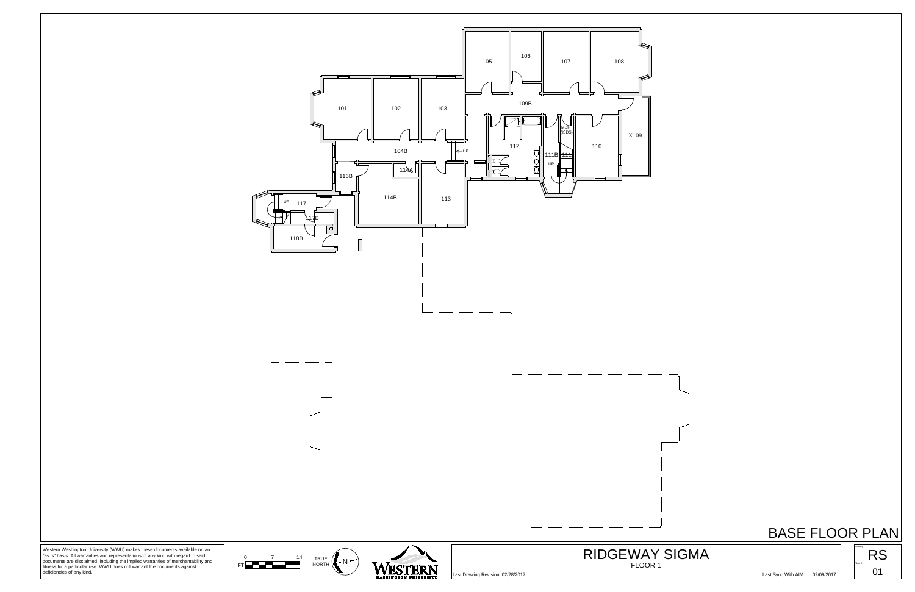105 106 107 108

101 102 103

109B

112

MDF (ISDS)

X109

110

104B

111B 111

UP

UP

116B

114A

114B

113

UP

117

117B

CI

118B

# BASE FLOOR PLAN

Western Washington University (WWU) makes these documents available on an "as is" basis. All warranties and representations of any kind with regard to said documents are disclaimed, including the implied warranties of merchantability and fitness for a particular use. WWU does not warrant the documents against deficiencies of any kind.

FT 0 7 14

TRUE NORTH N

WESTERN WASHINGTON UNIVERSITY

## RIDGEWAY SIGMA

FLOOR 1

Last Drawing Revision: 02/28/2017

Last Sync With AIM: 02/09/2017

Building RS

Floor # 01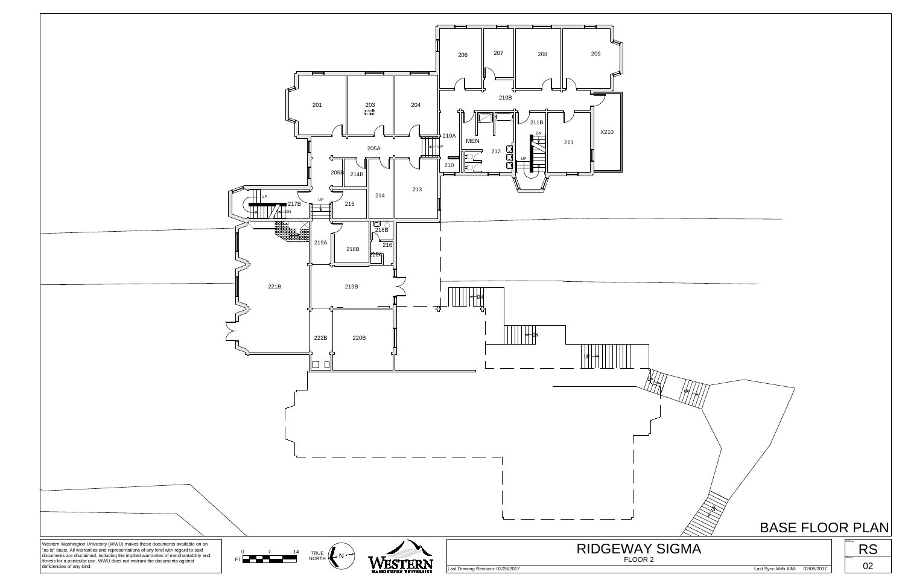# BASE FLOOR PLAN

201

203

204

205A

205B

206

207

208

209

210

210A

210B

X210

211

211B

212

MEN

213

214

214B

215

216

216A

216B

217B

218B

219A

219B

220B

221B

222B

UP

DN

Western Washington University (WWU) makes these documents available on an "as is" basis. All warranties and representations of any kind with regard to said documents are disclaimed, including the implied warranties of merchantability and fitness for a particular use. WWU does not warrant the documents against deficiencies of any kind.

FT 0 7 14

TRUE NORTH N

WESTERN WASHINGTON UNIVERSITY

## RIDGEWAY SIGMA

FLOOR 2

Last Drawing Revision: 02/28/2017

Last Sync With AIM: 02/09/2017

Building: RS

Floor: 02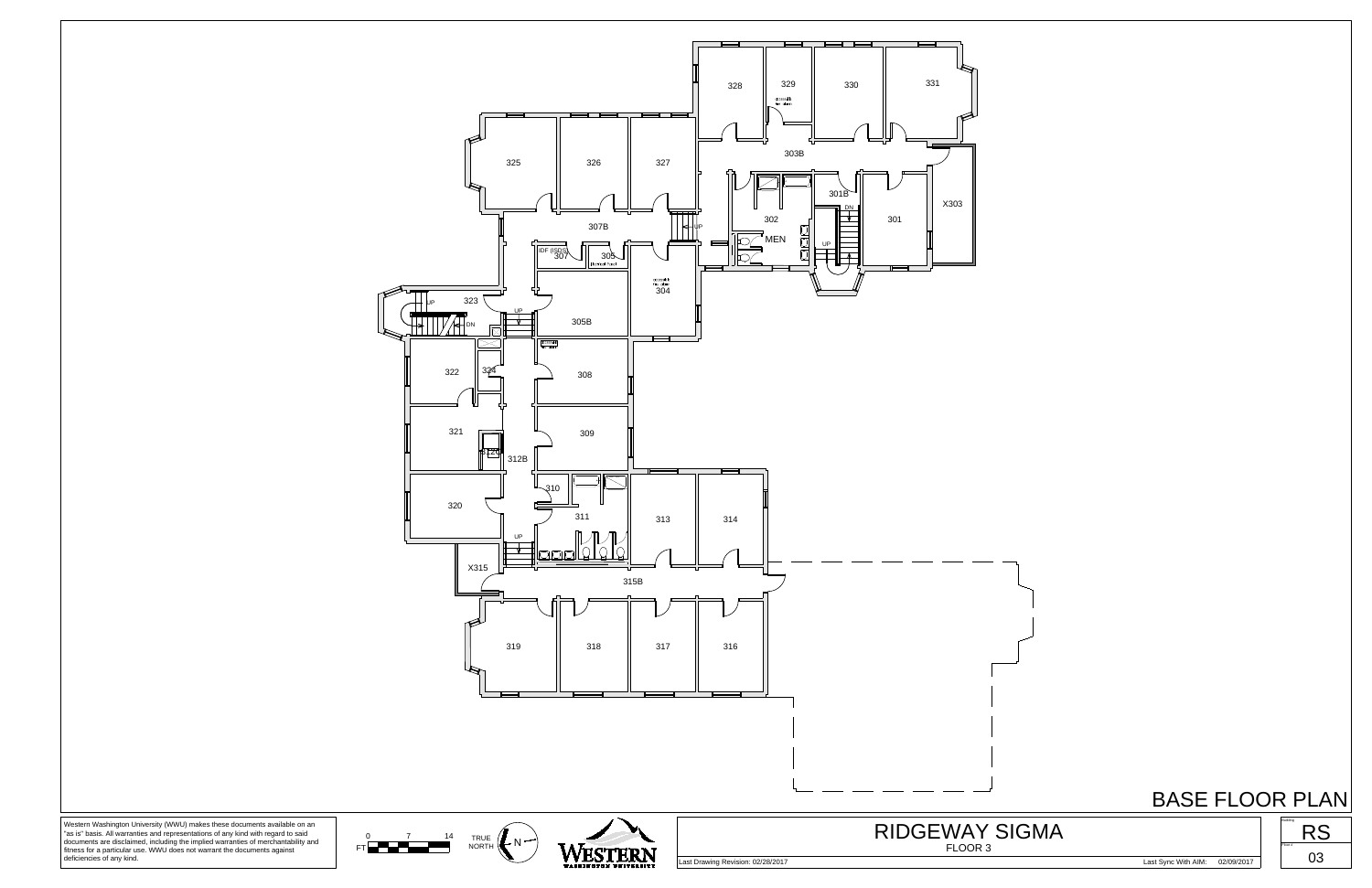328 329 330 331

325 326 327

303B

301B

X303

302

301

MEN

307B

IDF (ISDS) 307

305

304

323

305B

322

324

308

321

309

312B

320

310

311

313

314

X315

315B

319 318 317 316

BASE FLOOR PLAN

Western Washington University (WWU) makes these documents available on an "as is" basis. All warranties and representations of any kind with regard to said documents are disclaimed, including the implied warranties of merchantability and fitness for a particular use. WWU does not warrant the documents against deficiencies of any kind.

FT 0 7 14

TRUE NORTH

WESTERN WASHINGTON UNIVERSITY

# RIDGEWAY SIGMA

FLOOR 3

Last Drawing Revision: 02/28/2017

Last Sync With AIM: 02/09/2017

RS

03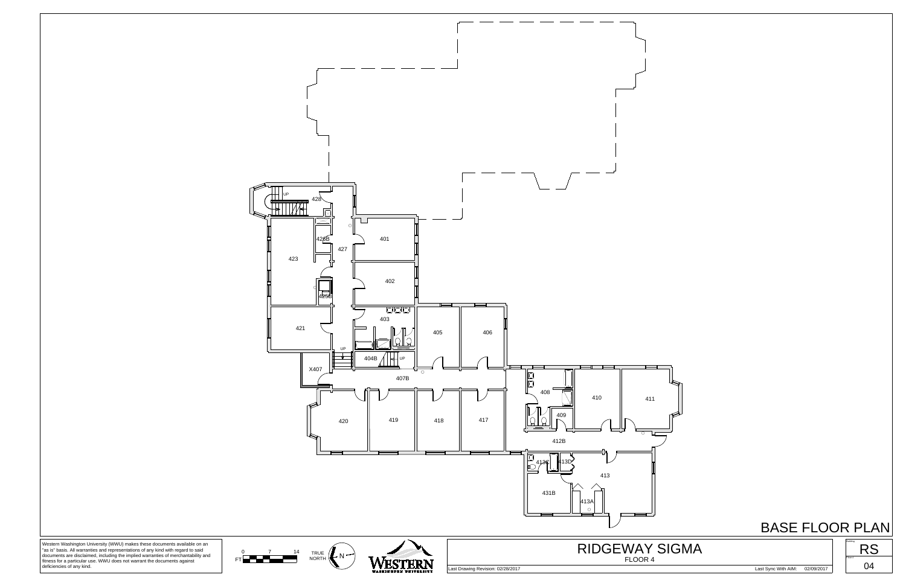# BASE FLOOR PLAN

428
UP
428B
427
401
423
402
425B
403
421
405
406
UP
404B
UP
X407
407B
408
410
411
409
420
419
418
417
412B
413C
413D
413
431B
413A

Western Washington University (WWU) makes these documents available on an "as is" basis. All warranties and representations of any kind with regard to said documents are disclaimed, including the implied warranties of merchantability and fitness for a particular use. WWU does not warrant the documents against deficiencies of any kind.

FT 0 7 14

TRUE NORTH N

WESTERN WASHINGTON UNIVERSITY

## RIDGEWAY SIGMA

FLOOR 4

Last Drawing Revision: 02/28/2017

Last Sync With AIM: 02/09/2017

RS

04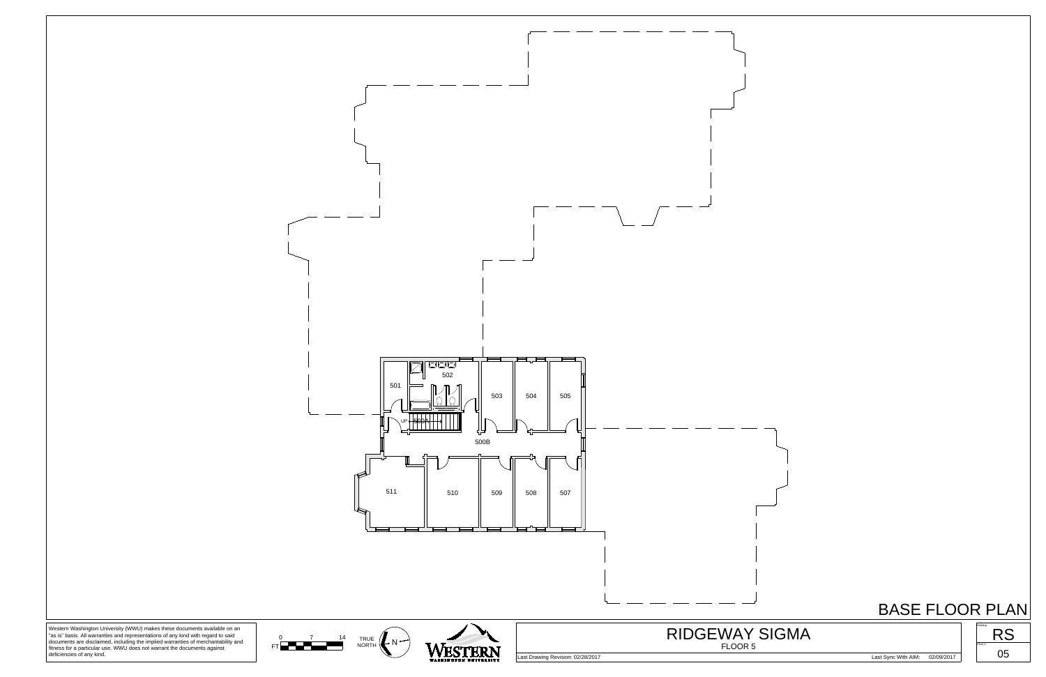501

502

503

504

505

UP

500A

500B

511

510

509

508

507

BASE FLOOR PLAN

Western Washington University (WWU) makes these documents available on an "as is" basis. All warranties and representations of any kind with regard to said documents are disclaimed, including the implied warranties of merchantability and fitness for a particular use. WWU does not warrant the documents against deficiencies of any kind.

0 7 14

FT

TRUE NORTH

N

WESTERN WASHINGTON UNIVERSITY

# RIDGEWAY SIGMA

FLOOR 5

Last Drawing Revision: 02/28/2017

Last Sync With AIM: 02/09/2017

Building RS

Floor # 05